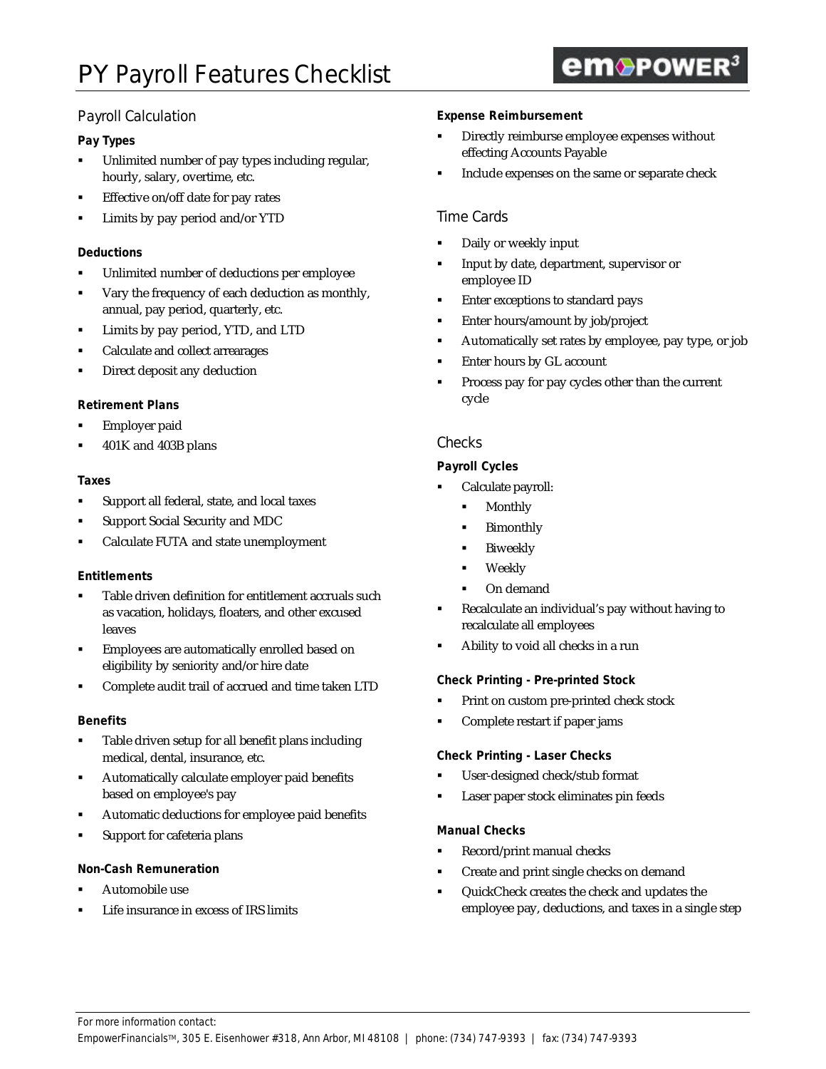# PY Payroll Features Checklist

empower[3]

## Payroll Calculation

### Pay Types

- Unlimited number of pay types including regular, hourly, salary, overtime, etc.
- Effective on/off date for pay rates
- Limits by pay period and/or YTD

### Deductions

- Unlimited number of deductions per employee
- Vary the frequency of each deduction as monthly, annual, pay period, quarterly, etc.
- Limits by pay period, YTD, and LTD
- Calculate and collect arrearages
- Direct deposit any deduction

### Retirement Plans

- Employer paid
- 401K and 403B plans

### Taxes

- Support all federal, state, and local taxes
- Support Social Security and MDC
- Calculate FUTA and state unemployment

### Entitlements

- Table driven definition for entitlement accruals such as vacation, holidays, floaters, and other excused leaves
- Employees are automatically enrolled based on eligibility by seniority and/or hire date
- Complete audit trail of accrued and time taken LTD

### Benefits

- Table driven setup for all benefit plans including medical, dental, insurance, etc.
- Automatically calculate employer paid benefits based on employee's pay
- Automatic deductions for employee paid benefits
- Support for cafeteria plans

### Non-Cash Remuneration

- Automobile use
- Life insurance in excess of IRS limits

### Expense Reimbursement

- Directly reimburse employee expenses without effecting Accounts Payable
- Include expenses on the same or separate check

## Time Cards

- Daily or weekly input
- Input by date, department, supervisor or employee ID
- Enter exceptions to standard pays
- Enter hours/amount by job/project
- Automatically set rates by employee, pay type, or job
- Enter hours by GL account
- Process pay for pay cycles other than the current cycle

## Checks

### Payroll Cycles

- Calculate payroll:
  - Monthly
  - Bimonthly
  - Biweekly
  - Weekly
  - On demand
- Recalculate an individual's pay without having to recalculate all employees
- Ability to void all checks in a run

### Check Printing - Pre-printed Stock

- Print on custom pre-printed check stock
- Complete restart if paper jams

### Check Printing - Laser Checks

- User-designed check/stub format
- Laser paper stock eliminates pin feeds

### Manual Checks

- Record/print manual checks
- Create and print single checks on demand
- QuickCheck creates the check and updates the employee pay, deductions, and taxes in a single step

For more information contact:
EmpowerFinancials™, 305 E. Eisenhower #318, Ann Arbor, MI 48108 | phone: (734) 747-9393 | fax: (734) 747-9393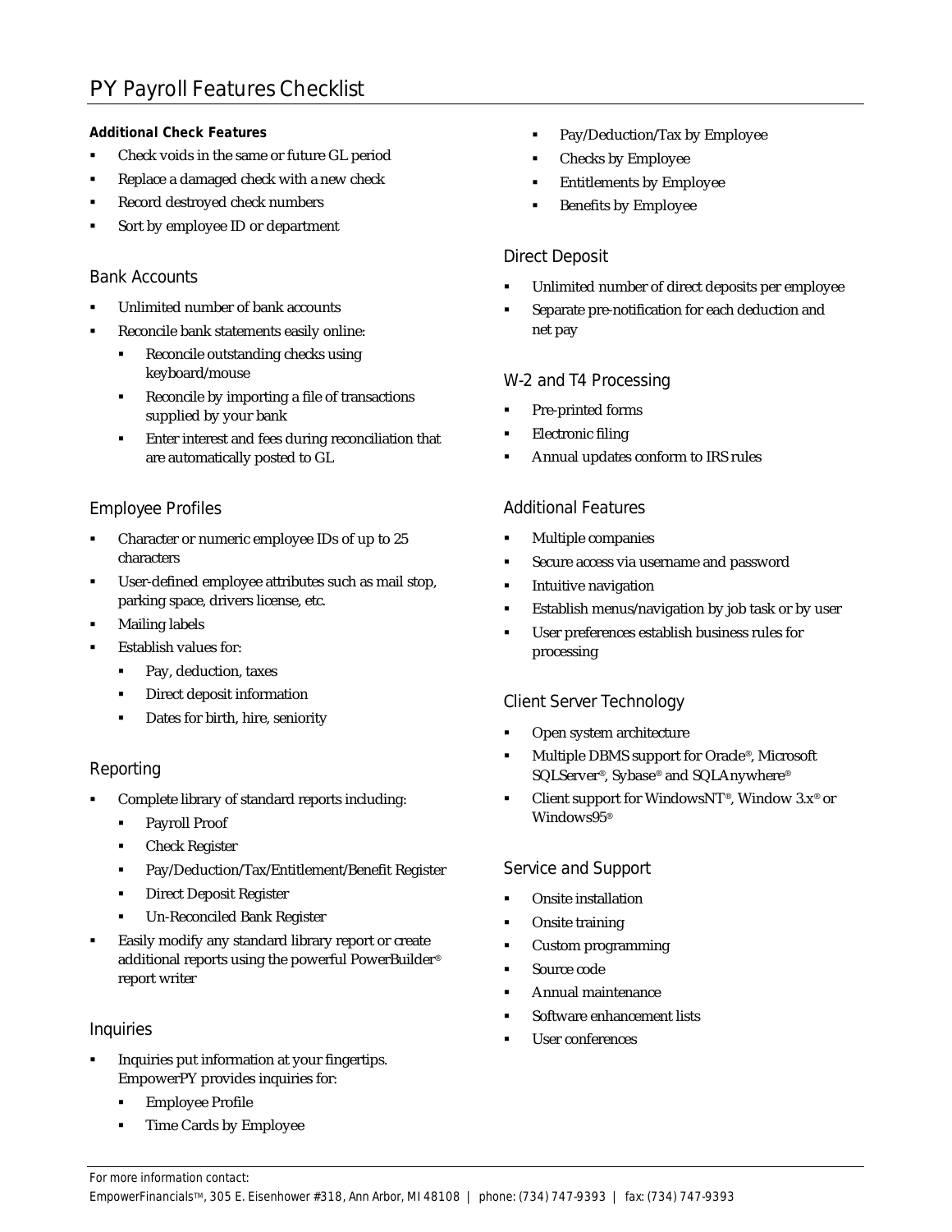# PY Payroll Features Checklist

**Additional Check Features**

- Check voids in the same or future GL period
- Replace a damaged check with a new check
- Record destroyed check numbers
- Sort by employee ID or department

## Bank Accounts

- Unlimited number of bank accounts
- Reconcile bank statements easily online:
  - Reconcile outstanding checks using keyboard/mouse
  - Reconcile by importing a file of transactions supplied by your bank
  - Enter interest and fees during reconciliation that are automatically posted to GL

## Employee Profiles

- Character or numeric employee IDs of up to 25 characters
- User-defined employee attributes such as mail stop, parking space, drivers license, etc.
- Mailing labels
- Establish values for:
  - Pay, deduction, taxes
  - Direct deposit information
  - Dates for birth, hire, seniority

## Reporting

- Complete library of standard reports including:
  - Payroll Proof
  - Check Register
  - Pay/Deduction/Tax/Entitlement/Benefit Register
  - Direct Deposit Register
  - Un-Reconciled Bank Register
- Easily modify any standard library report or create additional reports using the powerful PowerBuilder® report writer

## Inquiries

- Inquiries put information at your fingertips. EmpowerPY provides inquiries for:
  - Employee Profile
  - Time Cards by Employee
  - Pay/Deduction/Tax by Employee
  - Checks by Employee
  - Entitlements by Employee
  - Benefits by Employee

## Direct Deposit

- Unlimited number of direct deposits per employee
- Separate pre-notification for each deduction and net pay

## W-2 and T4 Processing

- Pre-printed forms
- Electronic filing
- Annual updates conform to IRS rules

## Additional Features

- Multiple companies
- Secure access via username and password
- Intuitive navigation
- Establish menus/navigation by job task or by user
- User preferences establish business rules for processing

## Client Server Technology

- Open system architecture
- Multiple DBMS support for Oracle®, Microsoft SQLServer®, Sybase® and SQLAnywhere®
- Client support for WindowsNT®, Window 3.x® or Windows95®

## Service and Support

- Onsite installation
- Onsite training
- Custom programming
- Source code
- Annual maintenance
- Software enhancement lists
- User conferences

For more information contact:
EmpowerFinancials™, 305 E. Eisenhower #318, Ann Arbor, MI 48108 | phone: (734) 747-9393 | fax: (734) 747-9393